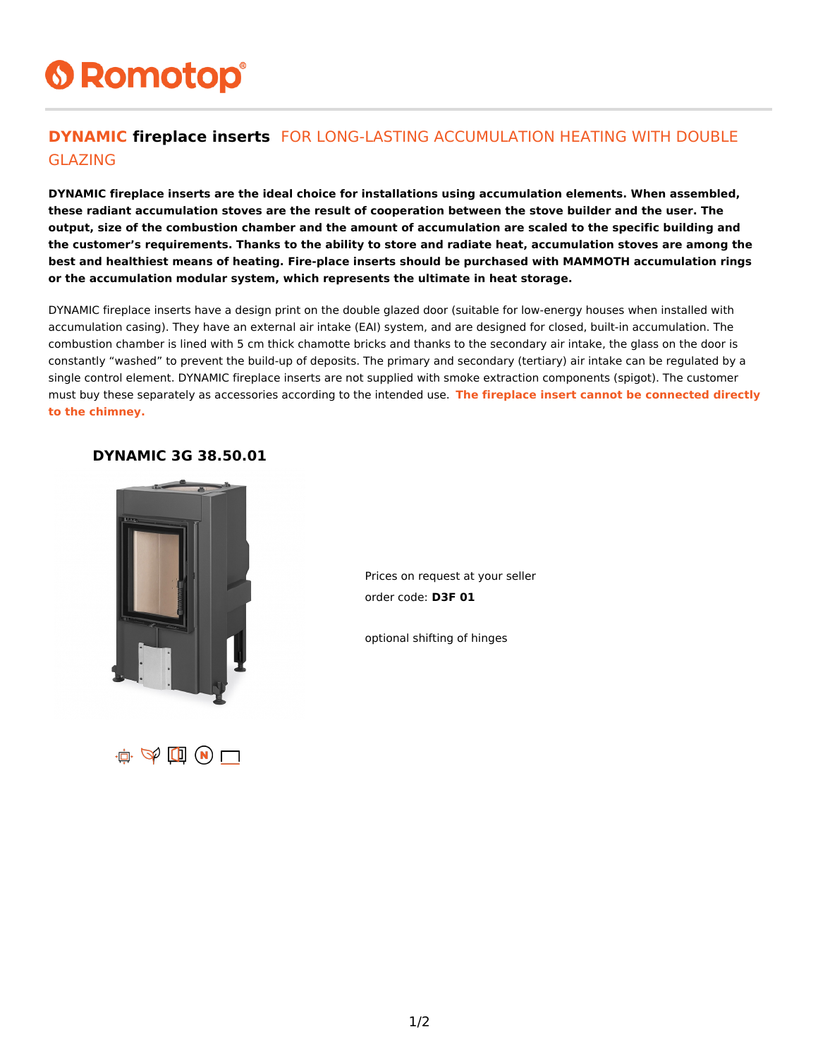# Romotop®

## DYNAMIC fireplace inserts FOR LONG-LASTING ACCUMULATION HEATING WITH DOUBLE GLAZING

**DYNAMIC fireplace inserts are the ideal choice for installations using accumulation elements. When assembled, these radiant accumulation stoves are the result of cooperation between the stove builder and the user. The output, size of the combustion chamber and the amount of accumulation are scaled to the specific building and the customer's requirements. Thanks to the ability to store and radiate heat, accumulation stoves are among the best and healthiest means of heating. Fire-place inserts should be purchased with MAMMOTH accumulation rings or the accumulation modular system, which represents the ultimate in heat storage.**

DYNAMIC fireplace inserts have a design print on the double glazed door (suitable for low-energy houses when installed with accumulation casing). They have an external air intake (EAI) system, and are designed for closed, built-in accumulation. The combustion chamber is lined with 5 cm thick chamotte bricks and thanks to the secondary air intake, the glass on the door is constantly "washed" to prevent the build-up of deposits. The primary and secondary (tertiary) air intake can be regulated by a single control element. DYNAMIC fireplace inserts are not supplied with smoke extraction components (spigot). The customer must buy these separately as accessories according to the intended use. **The fireplace insert cannot be connected directly to the chimney.**

### DYNAMIC 3G 38.50.01

Prices on request at your seller

order code: **D3F 01**

optional shifting of hinges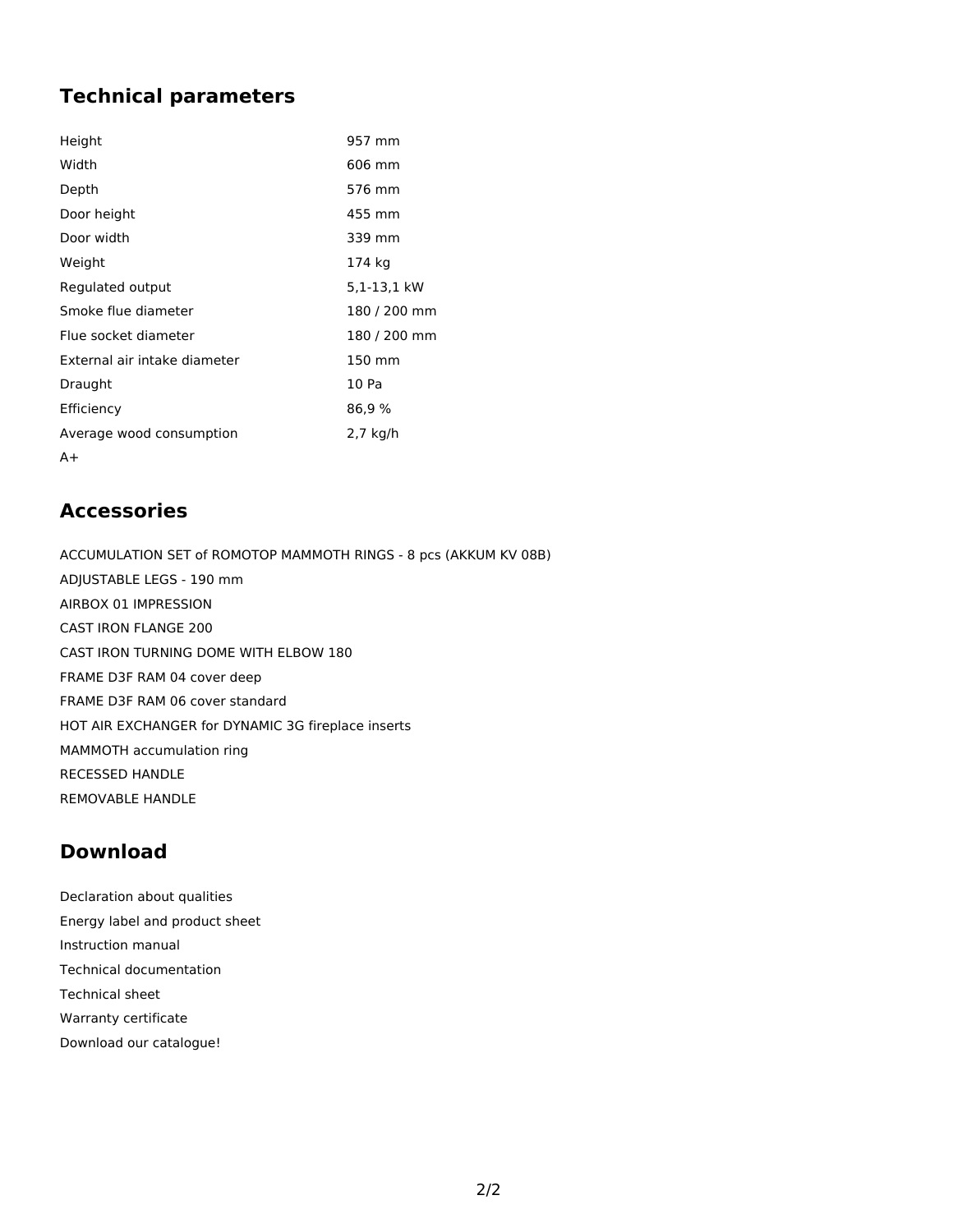## Technical parameters

| | |
|---|---|
| Height | 957 mm |
| Width | 606 mm |
| Depth | 576 mm |
| Door height | 455 mm |
| Door width | 339 mm |
| Weight | 174 kg |
| Regulated output | 5,1-13,1 kW |
| Smoke flue diameter | 180 / 200 mm |
| Flue socket diameter | 180 / 200 mm |
| External air intake diameter | 150 mm |
| Draught | 10 Pa |
| Efficiency | 86,9 % |
| Average wood consumption | 2,7 kg/h |
| A+ | |

## Accessories

ACCUMULATION SET of ROMOTOP MAMMOTH RINGS - 8 pcs (AKKUM KV 08B)
ADJUSTABLE LEGS - 190 mm
AIRBOX 01 IMPRESSION
CAST IRON FLANGE 200
CAST IRON TURNING DOME WITH ELBOW 180
FRAME D3F RAM 04 cover deep
FRAME D3F RAM 06 cover standard
HOT AIR EXCHANGER for DYNAMIC 3G fireplace inserts
MAMMOTH accumulation ring
RECESSED HANDLE
REMOVABLE HANDLE

## Download

Declaration about qualities
Energy label and product sheet
Instruction manual
Technical documentation
Technical sheet
Warranty certificate
Download our catalogue!